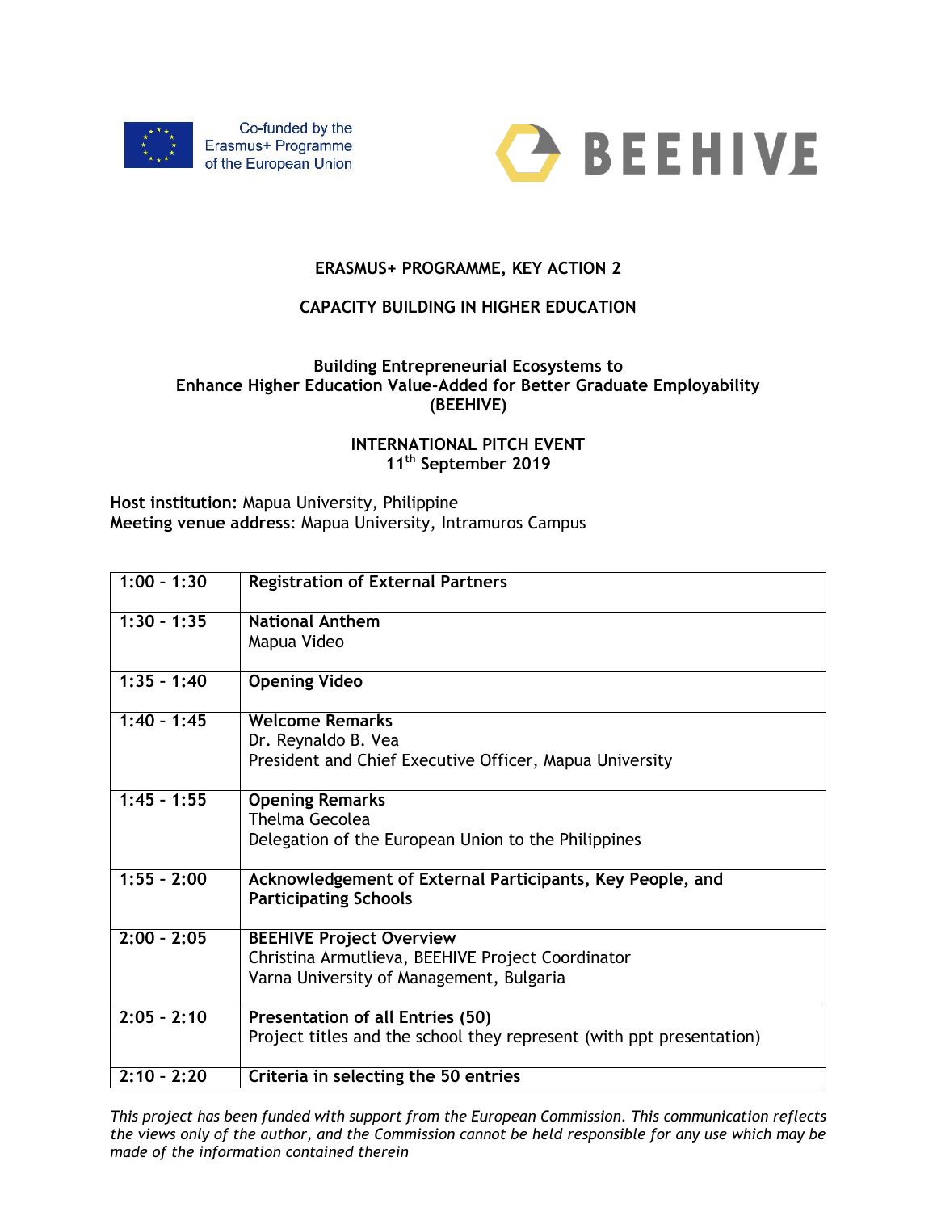Co-funded by the Erasmus+ Programme of the European Union

BEEHIVE

**ERASMUS+ PROGRAMME, KEY ACTION 2**

**CAPACITY BUILDING IN HIGHER EDUCATION**

**Building Entrepreneurial Ecosystems to Enhance Higher Education Value-Added for Better Graduate Employability (BEEHIVE)**

**INTERNATIONAL PITCH EVENT**
**11th September 2019**

**Host institution:** Mapua University, Philippine
**Meeting venue address**: Mapua University, Intramuros Campus

| | |
|---|---|
| **1:00 - 1:30** | **Registration of External Partners** |
| **1:30 - 1:35** | **National Anthem**<br>Mapua Video |
| **1:35 - 1:40** | **Opening Video** |
| **1:40 - 1:45** | **Welcome Remarks**<br>Dr. Reynaldo B. Vea<br>President and Chief Executive Officer, Mapua University |
| **1:45 - 1:55** | **Opening Remarks**<br>Thelma Gecolea<br>Delegation of the European Union to the Philippines |
| **1:55 - 2:00** | **Acknowledgement of External Participants, Key People, and Participating Schools** |
| **2:00 - 2:05** | **BEEHIVE Project Overview**<br>Christina Armutlieva, BEEHIVE Project Coordinator<br>Varna University of Management, Bulgaria |
| **2:05 - 2:10** | **Presentation of all Entries (50)**<br>Project titles and the school they represent (with ppt presentation) |
| **2:10 - 2:20** | **Criteria in selecting the 50 entries** |

*This project has been funded with support from the European Commission. This communication reflects the views only of the author, and the Commission cannot be held responsible for any use which may be made of the information contained therein*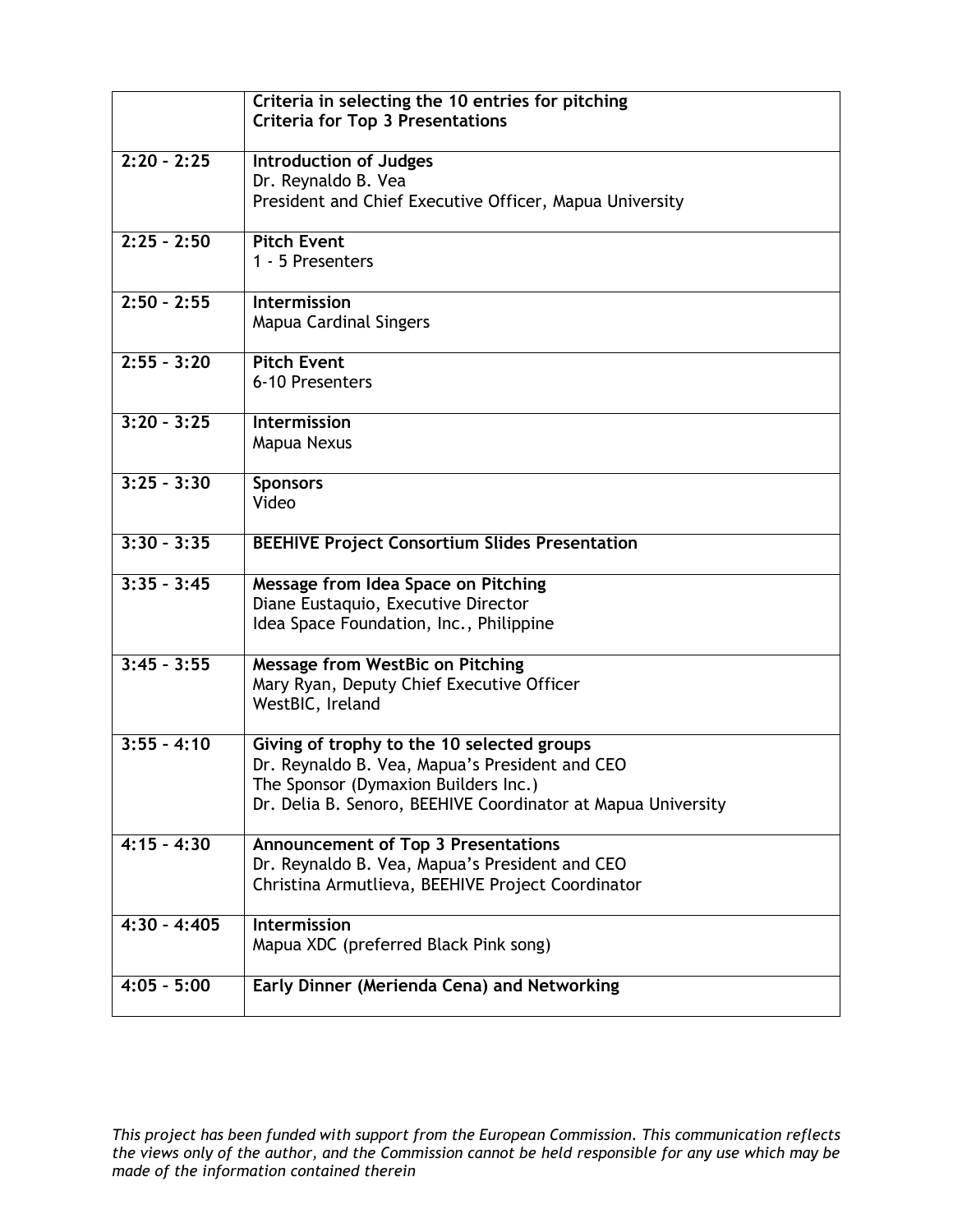| | |
|---|---|
| | **Criteria in selecting the 10 entries for pitching**<br>**Criteria for Top 3 Presentations** |
| 2:20 – 2:25 | **Introduction of Judges**<br>Dr. Reynaldo B. Vea<br>President and Chief Executive Officer, Mapua University |
| 2:25 – 2:50 | **Pitch Event**<br>1 - 5 Presenters |
| 2:50 – 2:55 | **Intermission**<br>Mapua Cardinal Singers |
| 2:55 – 3:20 | **Pitch Event**<br>6-10 Presenters |
| 3:20 – 3:25 | **Intermission**<br>Mapua Nexus |
| 3:25 – 3:30 | **Sponsors**<br>Video |
| 3:30 – 3:35 | **BEEHIVE Project Consortium Slides Presentation** |
| 3:35 – 3:45 | **Message from Idea Space on Pitching**<br>Diane Eustaquio, Executive Director<br>Idea Space Foundation, Inc., Philippine |
| 3:45 – 3:55 | **Message from WestBic on Pitching**<br>Mary Ryan, Deputy Chief Executive Officer<br>WestBIC, Ireland |
| 3:55 – 4:10 | **Giving of trophy to the 10 selected groups**<br>Dr. Reynaldo B. Vea, Mapua's President and CEO<br>The Sponsor (Dymaxion Builders Inc.)<br>Dr. Delia B. Senoro, BEEHIVE Coordinator at Mapua University |
| 4:15 – 4:30 | **Announcement of Top 3 Presentations**<br>Dr. Reynaldo B. Vea, Mapua's President and CEO<br>Christina Armutlieva, BEEHIVE Project Coordinator |
| 4:30 – 4:405 | **Intermission**<br>Mapua XDC (preferred Black Pink song) |
| 4:05 – 5:00 | **Early Dinner (Merienda Cena) and Networking** |

*This project has been funded with support from the European Commission. This communication reflects the views only of the author, and the Commission cannot be held responsible for any use which may be made of the information contained therein*